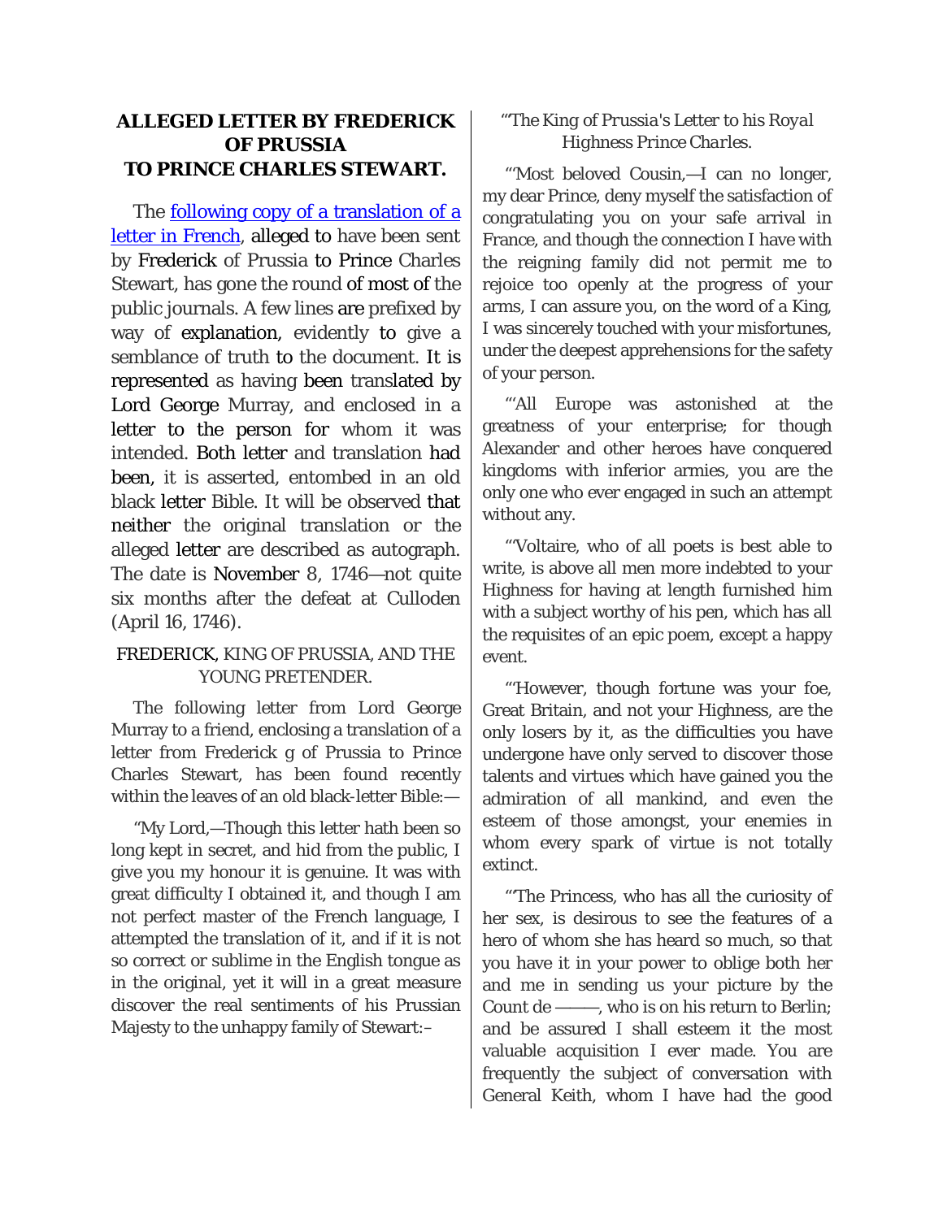# ALLEGED LETTER BY FREDERICK OF PRUSSIA TO PRINCE CHARLES STEWART.

The following copy of a translation of a letter in French, alleged to have been sent by Frederick of Prussia to Prince Charles Stewart, has gone the round of most of the public journals. A few lines are prefixed by way of explanation, evidently to give a semblance of truth to the document. It is represented as having been translated by Lord George Murray, and enclosed in a letter to the person for whom it was intended. Both letter and translation had been, it is asserted, entombed in an old black letter Bible. It will be observed that neither the original translation or the alleged letter are described as autograph. The date is November 8, 1746—not quite six months after the defeat at Culloden (April 16, 1746).

FREDERICK, KING OF PRUSSIA, AND THE YOUNG PRETENDER.

The following letter from Lord George Murray to a friend, enclosing a translation of a letter from Frederick g of Prussia to Prince Charles Stewart, has been found recently within the leaves of an old black-letter Bible:—

"My Lord,—Though this letter hath been so long kept in secret, and hid from the public, I give you my honour it is genuine. It was with great difficulty I obtained it, and though I am not perfect master of the French language, I attempted the translation of it, and if it is not so correct or sublime in the English tongue as in the original, yet it will in a great measure discover the real sentiments of his Prussian Majesty to the unhappy family of Stewart:–

"'*The King of Prussia's Letter to his Royal Highness Prince Charles.*

"'Most beloved Cousin,—I can no longer, my dear Prince, deny myself the satisfaction of congratulating you on your safe arrival in France, and though the connection I have with the reigning family did not permit me to rejoice too openly at the progress of your arms, I can assure you, on the word of a King, I was sincerely touched with your misfortunes, under the deepest apprehensions for the safety of your person.

"'All Europe was astonished at the greatness of your enterprise; for though Alexander and other heroes have conquered kingdoms with inferior armies, you are the only one who ever engaged in such an attempt without any.

"'Voltaire, who of all poets is best able to write, is above all men more indebted to your Highness for having at length furnished him with a subject worthy of his pen, which has all the requisites of an epic poem, except a happy event.

"'However, though fortune was your foe, Great Britain, and not your Highness, are the only losers by it, as the difficulties you have undergone have only served to discover those talents and virtues which have gained you the admiration of all mankind, and even the esteem of those amongst, your enemies in whom every spark of virtue is not totally extinct.

"'The Princess, who has all the curiosity of her sex, is desirous to see the features of a hero of whom she has heard so much, so that you have it in your power to oblige both her and me in sending us your picture by the Count de ———, who is on his return to Berlin; and be assured I shall esteem it the most valuable acquisition I ever made. You are frequently the subject of conversation with General Keith, whom I have had the good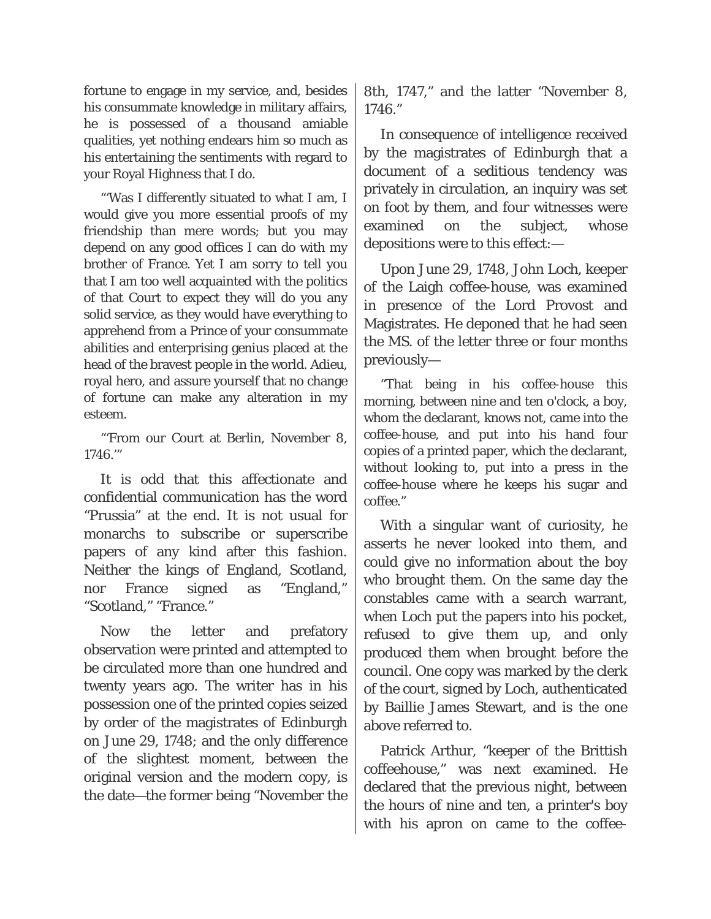fortune to engage in my service, and, besides his consummate knowledge in military affairs, he is possessed of a thousand amiable qualities, yet nothing endears him so much as his entertaining the sentiments with regard to your Royal Highness that I do.

"'Was I differently situated to what I am, I would give you more essential proofs of my friendship than mere words; but you may depend on any good offices I can do with my brother of France. Yet I am sorry to tell you that I am too well acquainted with the politics of that Court to expect they will do you any solid service, as they would have everything to apprehend from a Prince of your consummate abilities and enterprising genius placed at the head of the bravest people in the world. Adieu, royal hero, and assure yourself that no change of fortune can make any alteration in my esteem.

"'From our Court at Berlin, November 8, 1746.'"

It is odd that this affectionate and confidential communication has the word "Prussia" at the end. It is not usual for monarchs to subscribe or superscribe papers of any kind after this fashion. Neither the kings of England, Scotland, nor France signed as "England," "Scotland," "France."

Now the letter and prefatory observation were printed and attempted to be circulated more than one hundred and twenty years ago. The writer has in his possession one of the printed copies seized by order of the magistrates of Edinburgh on June 29, 1748; and the only difference of the slightest moment, between the original version and the modern copy, is the date—the former being "November the 8th, 1747," and the latter "November 8, 1746."

In consequence of intelligence received by the magistrates of Edinburgh that a document of a seditious tendency was privately in circulation, an inquiry was set on foot by them, and four witnesses were examined on the subject, whose depositions were to this effect:—

Upon June 29, 1748, John Loch, keeper of the Laigh coffee-house, was examined in presence of the Lord Provost and Magistrates. He deponed that he had seen the MS. of the letter three or four months previously—

"That being in his coffee-house this morning, between nine and ten o'clock, a boy, whom the declarant, knows not, came into the coffee-house, and put into his hand four copies of a printed paper, which the declarant, without looking to, put into a press in the coffee-house where he keeps his sugar and coffee."

With a singular want of curiosity, he asserts he never looked into them, and could give no information about the boy who brought them. On the same day the constables came with a search warrant, when Loch put the papers into his pocket, refused to give them up, and only produced them when brought before the council. One copy was marked by the clerk of the court, signed by Loch, authenticated by Baillie James Stewart, and is the one above referred to.

Patrick Arthur, "keeper of the Brittish coffeehouse," was next examined. He declared that the previous night, between the hours of nine and ten, a printer's boy with his apron on came to the coffee-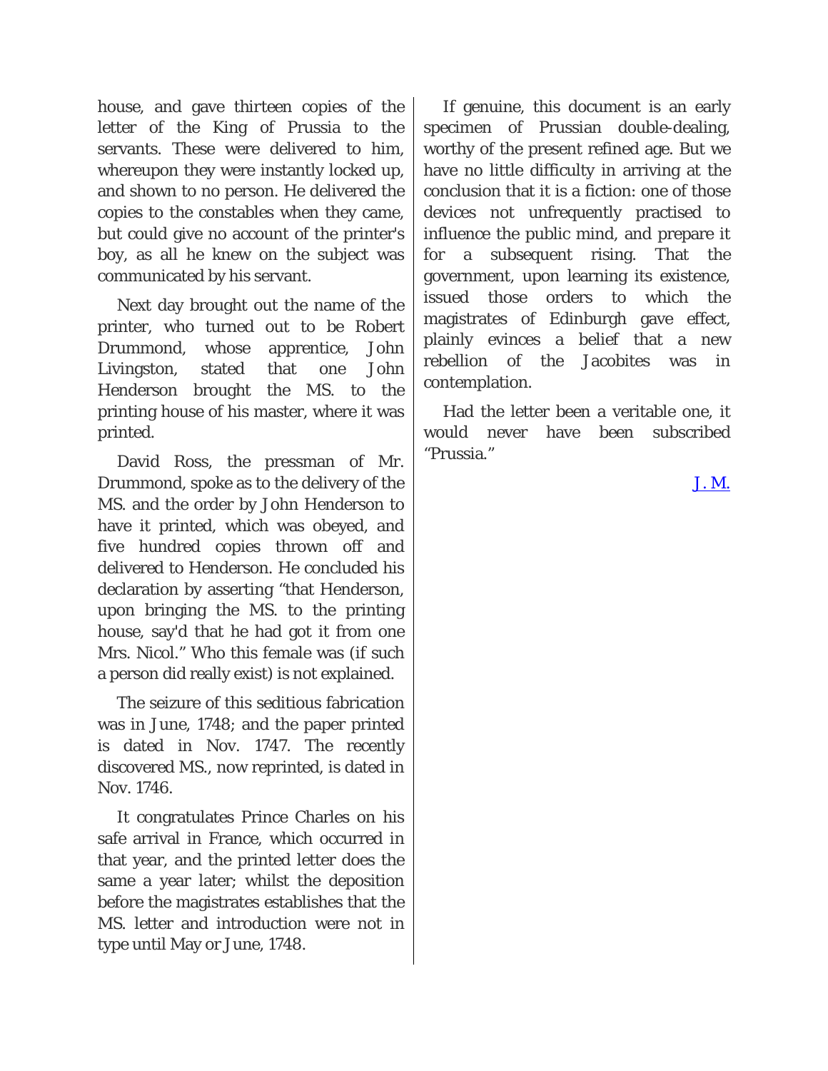house, and gave thirteen copies of the letter of the King of Prussia to the servants. These were delivered to him, whereupon they were instantly locked up, and shown to no person. He delivered the copies to the constables when they came, but could give no account of the printer's boy, as all he knew on the subject was communicated by his servant.

Next day brought out the name of the printer, who turned out to be Robert Drummond, whose apprentice, John Livingston, stated that one John Henderson brought the MS. to the printing house of his master, where it was printed.

David Ross, the pressman of Mr. Drummond, spoke as to the delivery of the MS. and the order by John Henderson to have it printed, which was obeyed, and five hundred copies thrown off and delivered to Henderson. He concluded his declaration by asserting "that Henderson, upon bringing the MS. to the printing house, say'd that he had got it from one Mrs. Nicol." Who this female was (if such a person did really exist) is not explained.

The seizure of this seditious fabrication was in June, 1748; and the paper printed is dated in Nov. 1747. The recently discovered MS., now reprinted, is dated in Nov. 1746.

It congratulates Prince Charles on his safe arrival in France, which occurred in that year, and the printed letter does the same a year later; whilst the deposition before the magistrates establishes that the MS. letter and introduction were not in type until May or June, 1748.

If genuine, this document is an early specimen of Prussian double-dealing, worthy of the present refined age. But we have no little difficulty in arriving at the conclusion that it is a fiction: one of those devices not unfrequently practised to influence the public mind, and prepare it for a subsequent rising. That the government, upon learning its existence, issued those orders to which the magistrates of Edinburgh gave effect, plainly evinces a belief that a new rebellion of the Jacobites was in contemplation.

Had the letter been a veritable one, it would never have been subscribed "Prussia."

J. M.